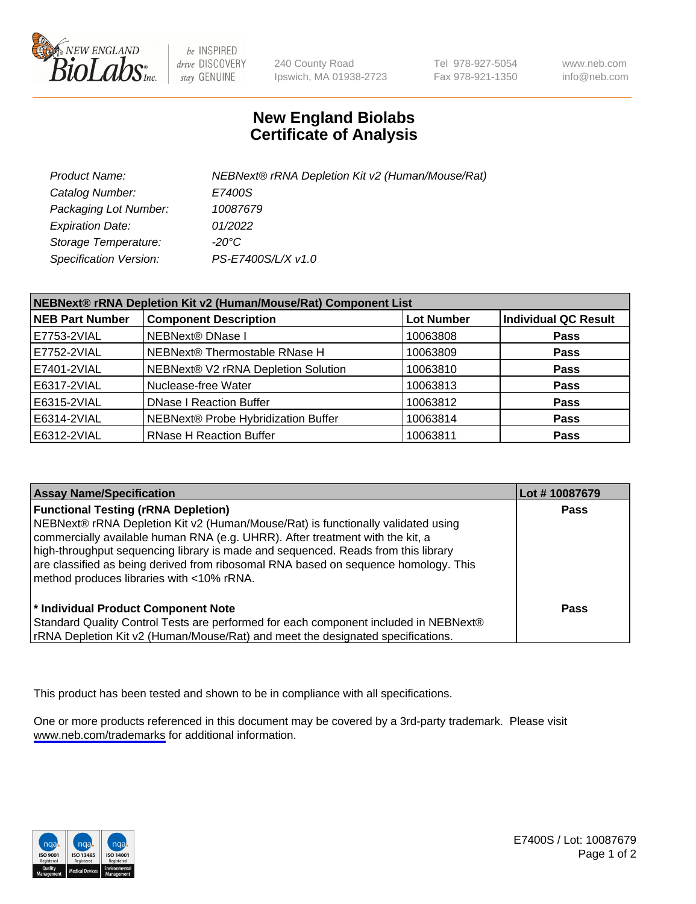240 County Road
Ipswich, MA 01938-2723

Tel 978-927-5054
Fax 978-921-1350

www.neb.com
info@neb.com

# New England Biolabs
# Certificate of Analysis

| | |
|---|---|
| *Product Name:* | *NEBNext® rRNA Depletion Kit v2 (Human/Mouse/Rat)* |
| *Catalog Number:* | *E7400S* |
| *Packaging Lot Number:* | *10087679* |
| *Expiration Date:* | *01/2022* |
| *Storage Temperature:* | *-20°C* |
| *Specification Version:* | *PS-E7400S/L/X v1.0* |

| NEBNext® rRNA Depletion Kit v2 (Human/Mouse/Rat) Component List | | | |
|---|---|---|---|
| **NEB Part Number** | **Component Description** | **Lot Number** | **Individual QC Result** |
| E7753-2VIAL | NEBNext® DNase I | 10063808 | **Pass** |
| E7752-2VIAL | NEBNext® Thermostable RNase H | 10063809 | **Pass** |
| E7401-2VIAL | NEBNext® V2 rRNA Depletion Solution | 10063810 | **Pass** |
| E6317-2VIAL | Nuclease-free Water | 10063813 | **Pass** |
| E6315-2VIAL | DNase I Reaction Buffer | 10063812 | **Pass** |
| E6314-2VIAL | NEBNext® Probe Hybridization Buffer | 10063814 | **Pass** |
| E6312-2VIAL | RNase H Reaction Buffer | 10063811 | **Pass** |

| Assay Name/Specification | Lot # 10087679 |
|---|---|
| **Functional Testing (rRNA Depletion)**<br>NEBNext® rRNA Depletion Kit v2 (Human/Mouse/Rat) is functionally validated using commercially available human RNA (e.g. UHRR). After treatment with the kit, a high-throughput sequencing library is made and sequenced. Reads from this library are classified as being derived from ribosomal RNA based on sequence homology. This method produces libraries with <10% rRNA. | **Pass** |
| **\* Individual Product Component Note**<br>Standard Quality Control Tests are performed for each component included in NEBNext® rRNA Depletion Kit v2 (Human/Mouse/Rat) and meet the designated specifications. | **Pass** |

This product has been tested and shown to be in compliance with all specifications.

One or more products referenced in this document may be covered by a 3rd-party trademark. Please visit www.neb.com/trademarks for additional information.

E7400S / Lot: 10087679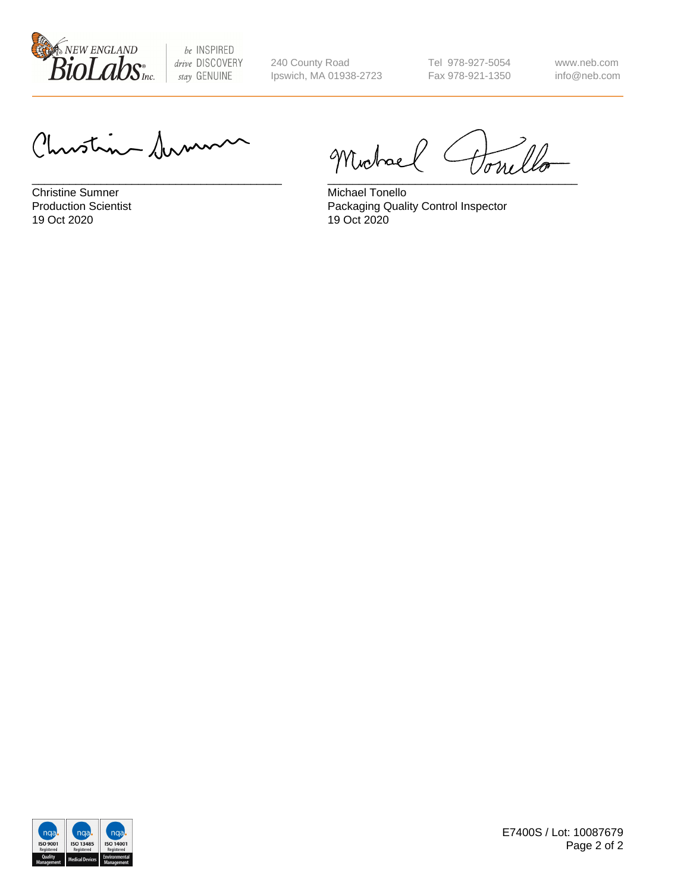New England BioLabs Inc.

be INSPIRED drive DISCOVERY stay GENUINE

240 County Road
Ipswich, MA 01938-2723

Tel 978-927-5054
Fax 978-921-1350

www.neb.com
info@neb.com

Christine Sumner
Production Scientist
19 Oct 2020

Michael Tonello
Packaging Quality Control Inspector
19 Oct 2020

E7400S / Lot: 10087679